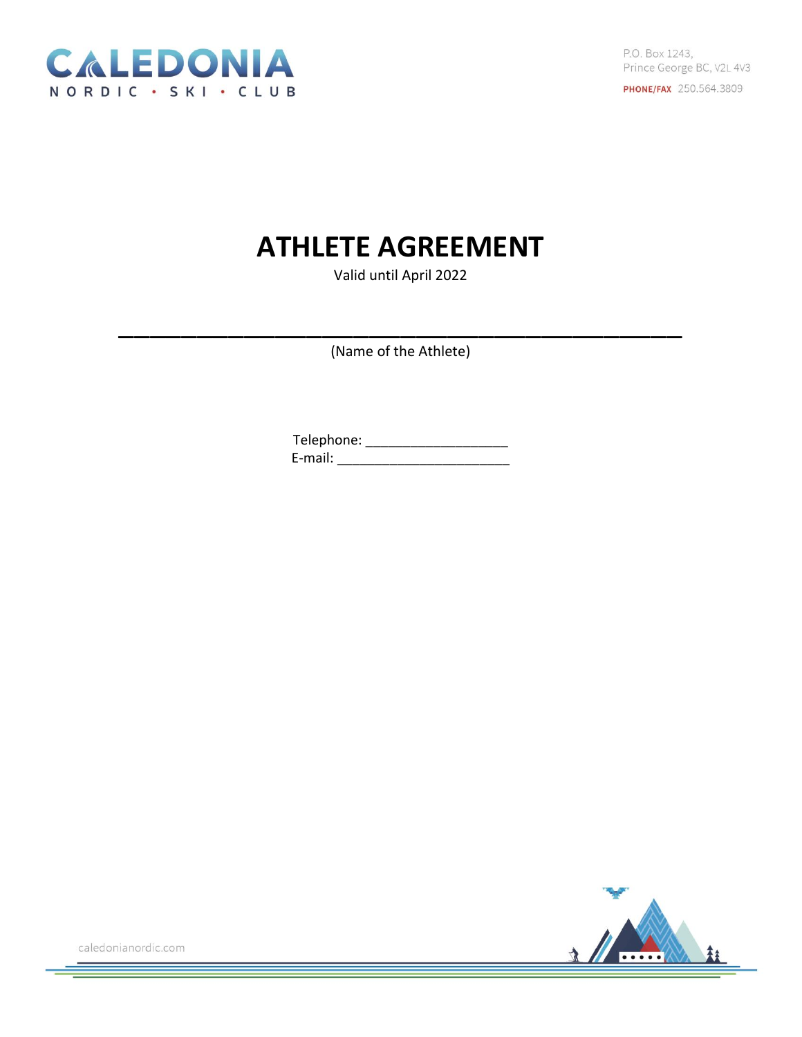CALEDONIA NORDIC • SKI • CLUB

P.O. Box 1243,
Prince George BC, V2L 4V3

PHONE/FAX 250.564.3809

# ATHLETE AGREEMENT

Valid until April 2022

\_\_\_\_\_\_\_\_\_\_\_\_\_\_\_\_\_\_\_\_\_\_\_\_\_\_\_\_\_\_\_\_\_\_\_\_\_\_\_\_\_\_\_\_\_\_\_\_
(Name of the Athlete)

Telephone: \_\_\_\_\_\_\_\_\_\_\_\_\_\_\_\_\_\_\_\_

E-mail: \_\_\_\_\_\_\_\_\_\_\_\_\_\_\_\_\_\_\_\_\_\_\_\_

caledonianordic.com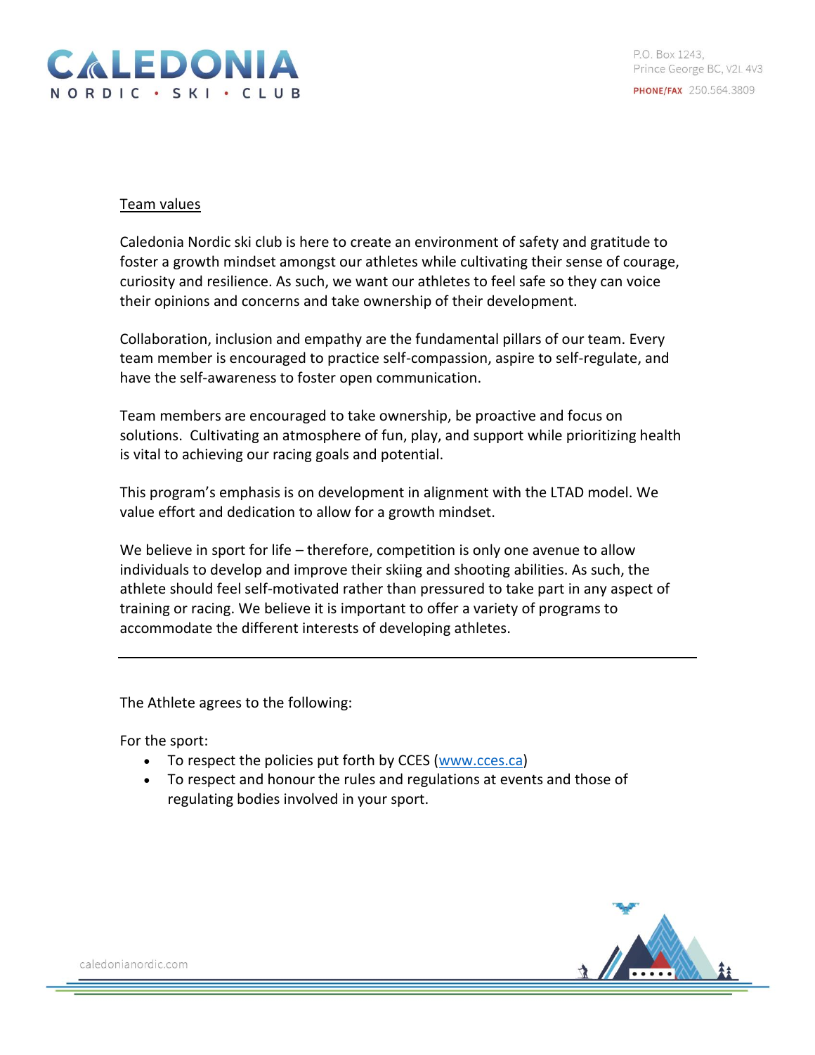Team values

Caledonia Nordic ski club is here to create an environment of safety and gratitude to foster a growth mindset amongst our athletes while cultivating their sense of courage, curiosity and resilience. As such, we want our athletes to feel safe so they can voice their opinions and concerns and take ownership of their development.

Collaboration, inclusion and empathy are the fundamental pillars of our team. Every team member is encouraged to practice self-compassion, aspire to self-regulate, and have the self-awareness to foster open communication.

Team members are encouraged to take ownership, be proactive and focus on solutions. Cultivating an atmosphere of fun, play, and support while prioritizing health is vital to achieving our racing goals and potential.

This program's emphasis is on development in alignment with the LTAD model. We value effort and dedication to allow for a growth mindset.

We believe in sport for life – therefore, competition is only one avenue to allow individuals to develop and improve their skiing and shooting abilities. As such, the athlete should feel self-motivated rather than pressured to take part in any aspect of training or racing. We believe it is important to offer a variety of programs to accommodate the different interests of developing athletes.

---

The Athlete agrees to the following:

For the sport:

- To respect the policies put forth by CCES (www.cces.ca)
- To respect and honour the rules and regulations at events and those of regulating bodies involved in your sport.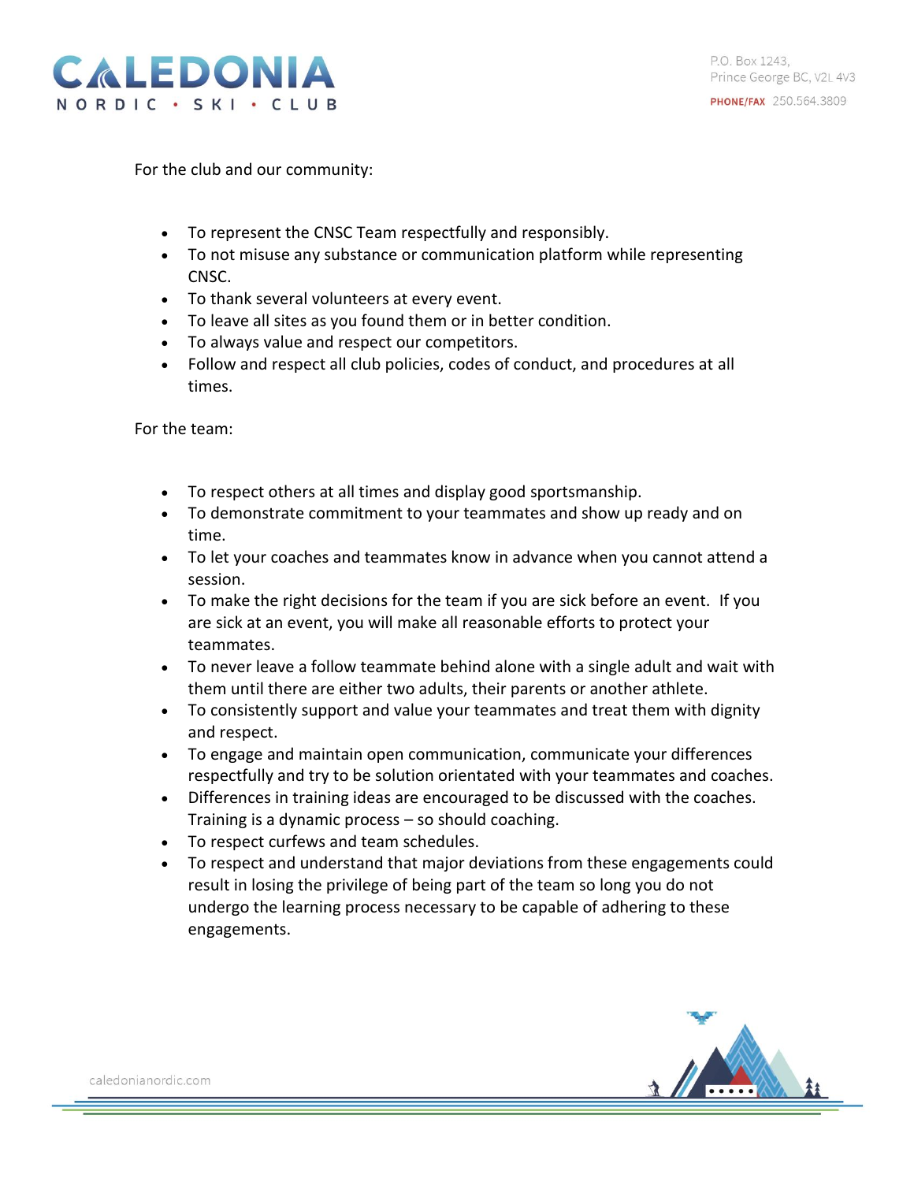For the club and our community:

- To represent the CNSC Team respectfully and responsibly.
- To not misuse any substance or communication platform while representing CNSC.
- To thank several volunteers at every event.
- To leave all sites as you found them or in better condition.
- To always value and respect our competitors.
- Follow and respect all club policies, codes of conduct, and procedures at all times.

For the team:

- To respect others at all times and display good sportsmanship.
- To demonstrate commitment to your teammates and show up ready and on time.
- To let your coaches and teammates know in advance when you cannot attend a session.
- To make the right decisions for the team if you are sick before an event. If you are sick at an event, you will make all reasonable efforts to protect your teammates.
- To never leave a follow teammate behind alone with a single adult and wait with them until there are either two adults, their parents or another athlete.
- To consistently support and value your teammates and treat them with dignity and respect.
- To engage and maintain open communication, communicate your differences respectfully and try to be solution orientated with your teammates and coaches.
- Differences in training ideas are encouraged to be discussed with the coaches. Training is a dynamic process – so should coaching.
- To respect curfews and team schedules.
- To respect and understand that major deviations from these engagements could result in losing the privilege of being part of the team so long you do not undergo the learning process necessary to be capable of adhering to these engagements.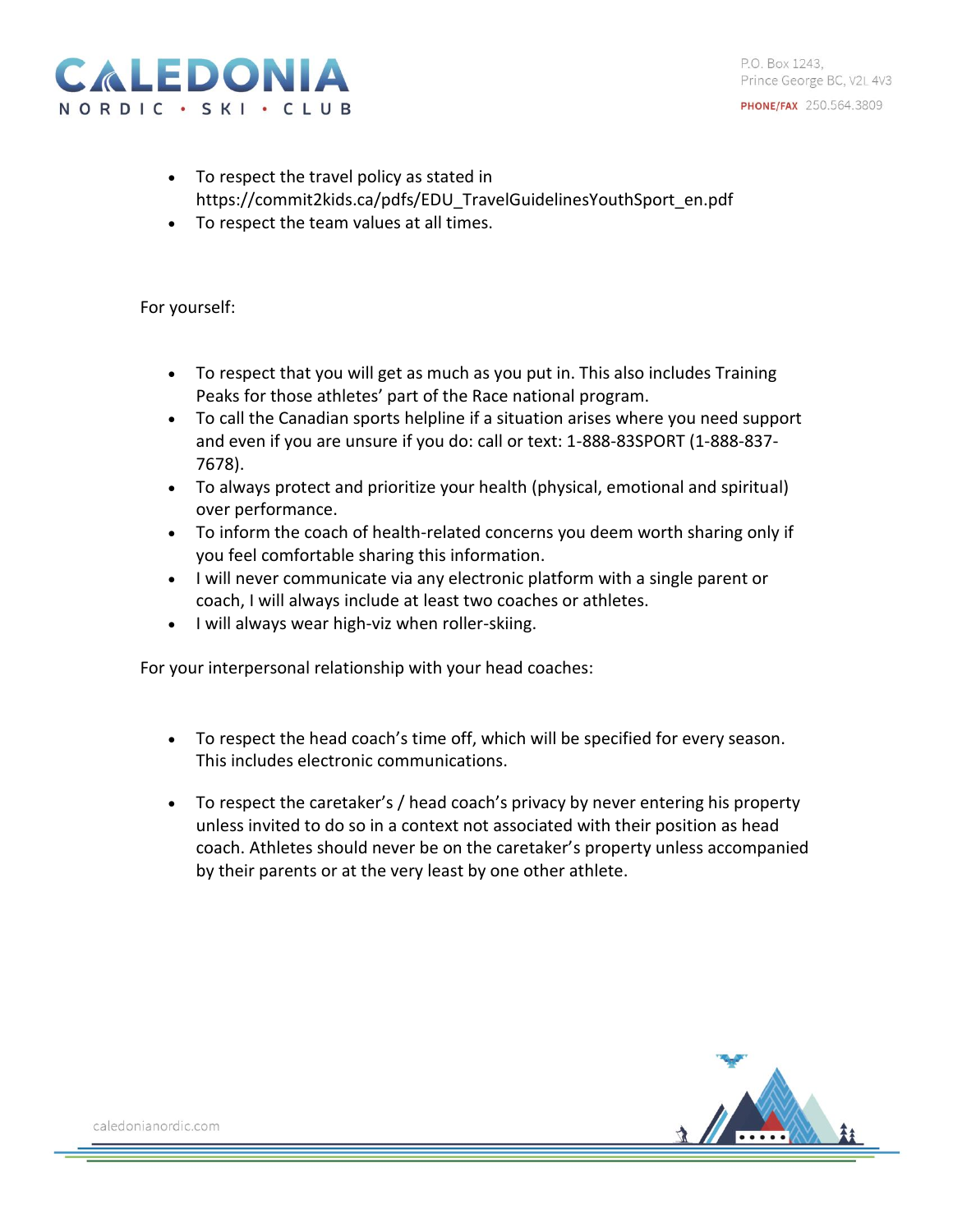- To respect the travel policy as stated in https://commit2kids.ca/pdfs/EDU_TravelGuidelinesYouthSport_en.pdf
- To respect the team values at all times.

For yourself:

- To respect that you will get as much as you put in. This also includes Training Peaks for those athletes' part of the Race national program.
- To call the Canadian sports helpline if a situation arises where you need support and even if you are unsure if you do: call or text: 1-888-83SPORT (1-888-837-7678).
- To always protect and prioritize your health (physical, emotional and spiritual) over performance.
- To inform the coach of health-related concerns you deem worth sharing only if you feel comfortable sharing this information.
- I will never communicate via any electronic platform with a single parent or coach, I will always include at least two coaches or athletes.
- I will always wear high-viz when roller-skiing.

For your interpersonal relationship with your head coaches:

- To respect the head coach's time off, which will be specified for every season. This includes electronic communications.

- To respect the caretaker's / head coach's privacy by never entering his property unless invited to do so in a context not associated with their position as head coach. Athletes should never be on the caretaker's property unless accompanied by their parents or at the very least by one other athlete.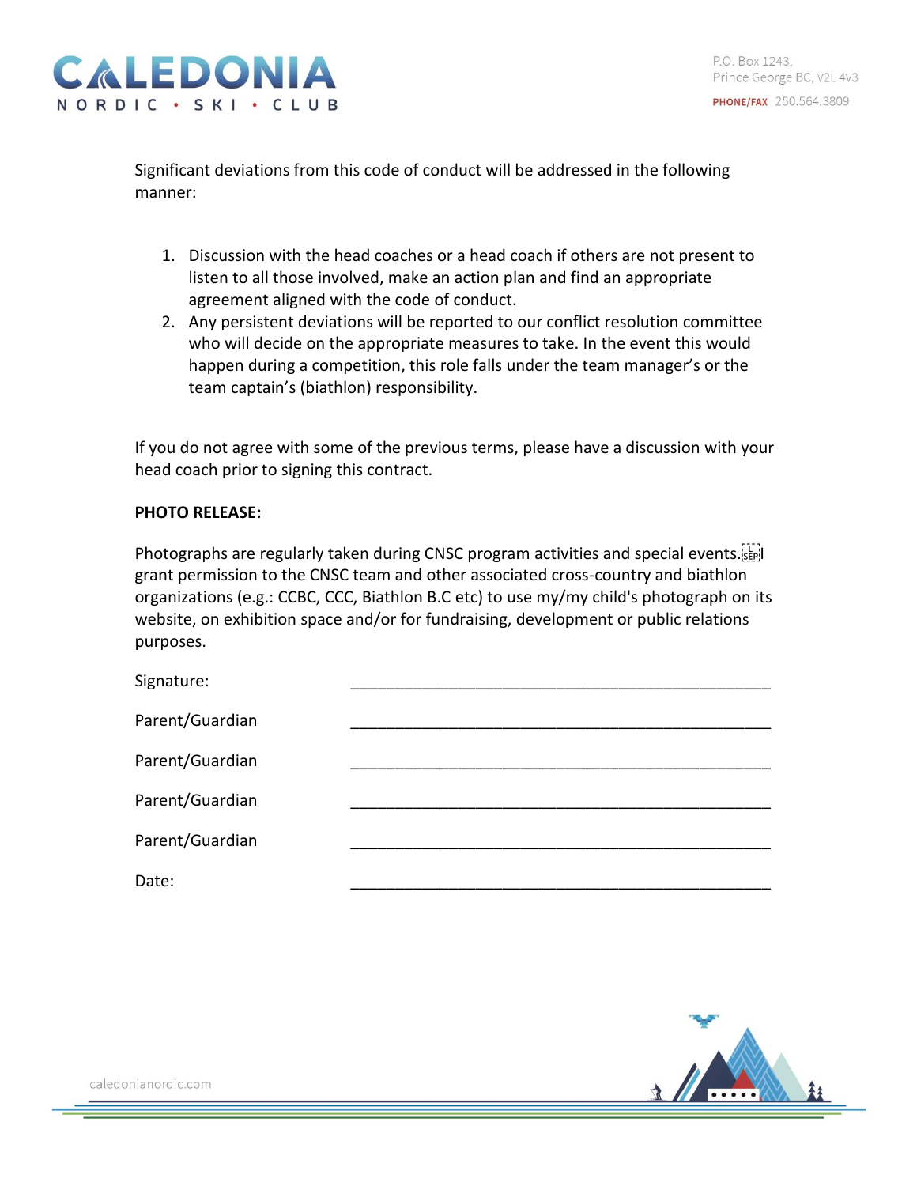Significant deviations from this code of conduct will be addressed in the following manner:

1. Discussion with the head coaches or a head coach if others are not present to listen to all those involved, make an action plan and find an appropriate agreement aligned with the code of conduct.
2. Any persistent deviations will be reported to our conflict resolution committee who will decide on the appropriate measures to take. In the event this would happen during a competition, this role falls under the team manager's or the team captain's (biathlon) responsibility.

If you do not agree with some of the previous terms, please have a discussion with your head coach prior to signing this contract.

**PHOTO RELEASE:**

Photographs are regularly taken during CNSC program activities and special events. I grant permission to the CNSC team and other associated cross-country and biathlon organizations (e.g.: CCBC, CCC, Biathlon B.C etc) to use my/my child's photograph on its website, on exhibition space and/or for fundraising, development or public relations purposes.

Signature: ______________________________________________

Parent/Guardian ______________________________________________

Parent/Guardian ______________________________________________

Parent/Guardian ______________________________________________

Parent/Guardian ______________________________________________

Date: ______________________________________________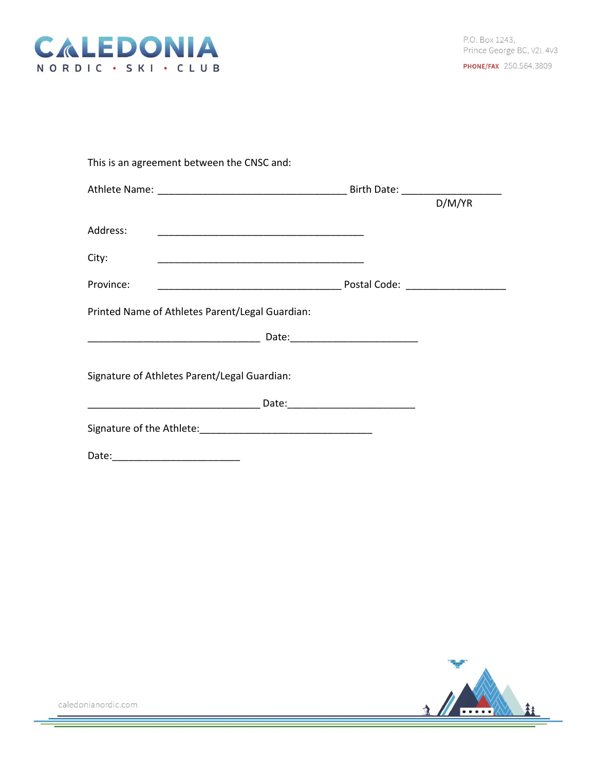This is an agreement between the CNSC and:

Athlete Name: ___________________________________ Birth Date: ___________________
D/M/YR

Address: ______________________________________

City: ______________________________________

Province: ___________________________________ Postal Code: __________________

Printed Name of Athletes Parent/Legal Guardian:

_______________________________ Date:_______________________

Signature of Athletes Parent/Legal Guardian:

_______________________________ Date:_______________________

Signature of the Athlete:_______________________________

Date:_______________________